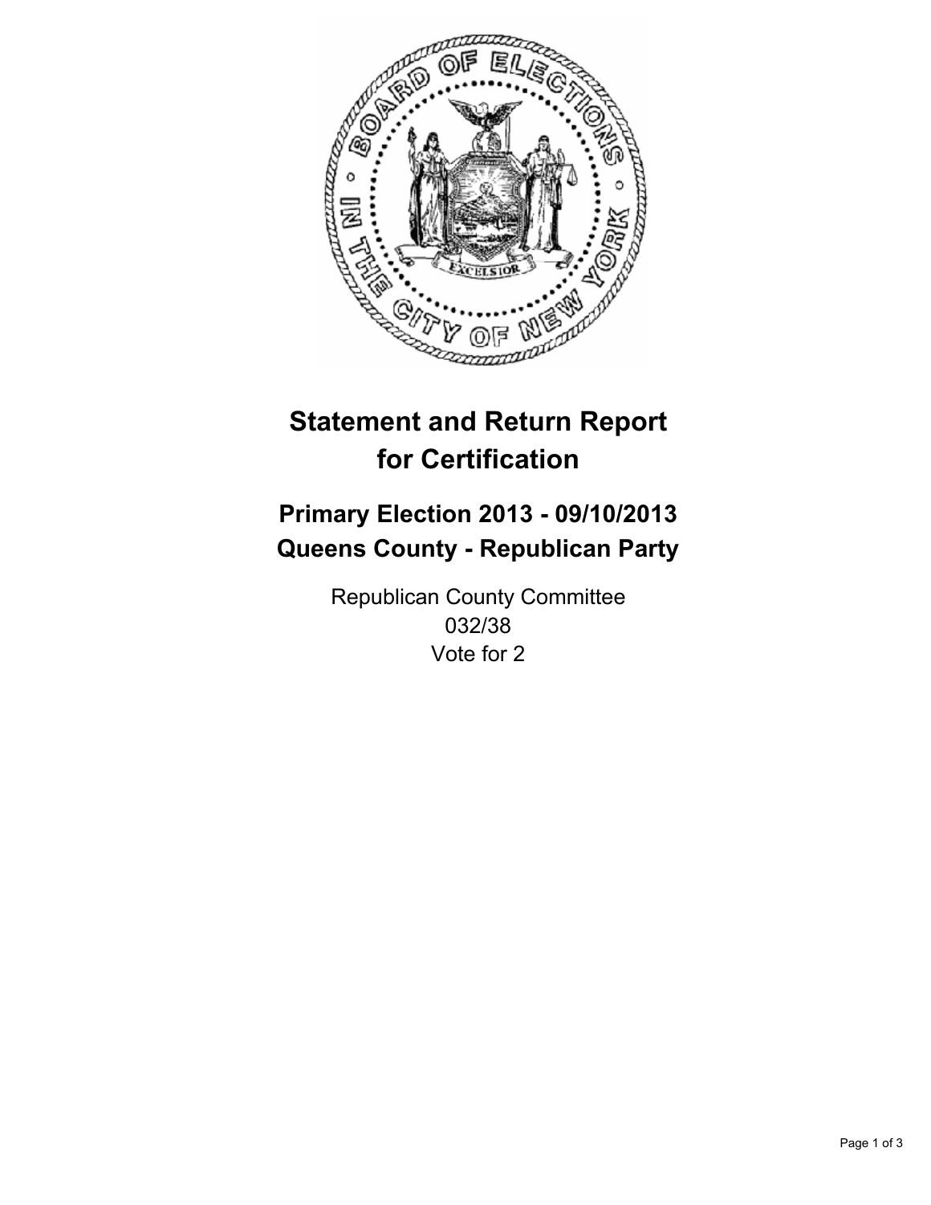# Statement and Return Report for Certification

## Primary Election 2013 - 09/10/2013
## Queens County - Republican Party

Republican County Committee
032/38
Vote for 2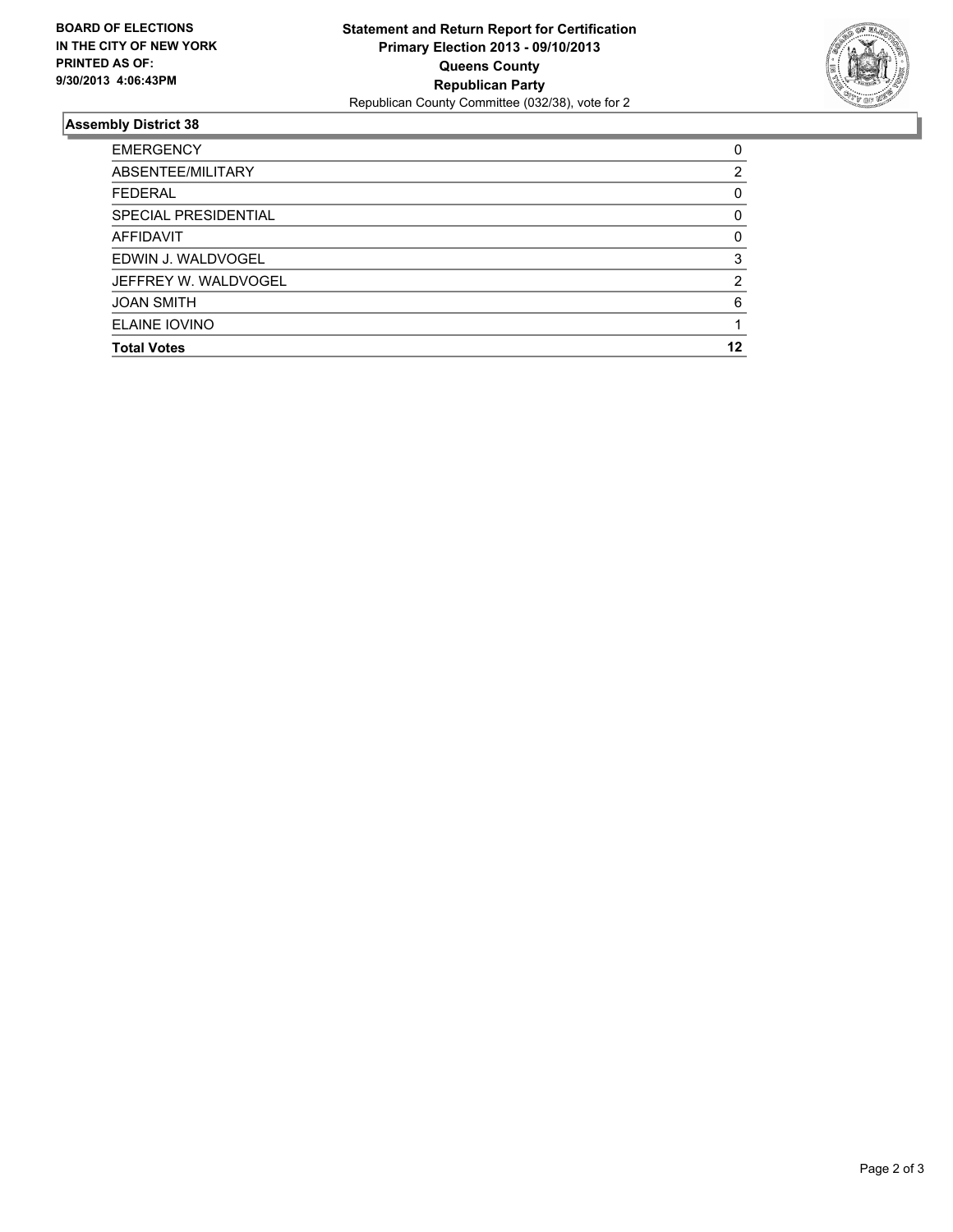**BOARD OF ELECTIONS IN THE CITY OF NEW YORK PRINTED AS OF: 9/30/2013 4:06:43PM**

**Statement and Return Report for Certification**
**Primary Election 2013 - 09/10/2013**
**Queens County**
**Republican Party**
Republican County Committee (032/38), vote for 2

## Assembly District 38

| | |
|---|---|
| EMERGENCY | 0 |
| ABSENTEE/MILITARY | 2 |
| FEDERAL | 0 |
| SPECIAL PRESIDENTIAL | 0 |
| AFFIDAVIT | 0 |
| EDWIN J. WALDVOGEL | 3 |
| JEFFREY W. WALDVOGEL | 2 |
| JOAN SMITH | 6 |
| ELAINE IOVINO | 1 |
| **Total Votes** | **12** |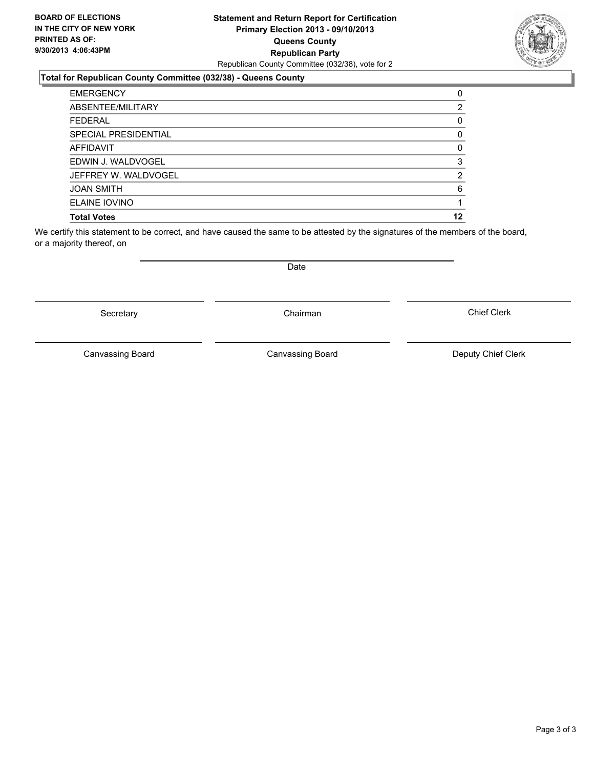**BOARD OF ELECTIONS IN THE CITY OF NEW YORK PRINTED AS OF: 9/30/2013 4:06:43PM**

**Statement and Return Report for Certification**
**Primary Election 2013 - 09/10/2013**
**Queens County**
**Republican Party**
Republican County Committee (032/38), vote for 2

### Total for Republican County Committee (032/38) - Queens County

| | |
|---|---|
| EMERGENCY | 0 |
| ABSENTEE/MILITARY | 2 |
| FEDERAL | 0 |
| SPECIAL PRESIDENTIAL | 0 |
| AFFIDAVIT | 0 |
| EDWIN J. WALDVOGEL | 3 |
| JEFFREY W. WALDVOGEL | 2 |
| JOAN SMITH | 6 |
| ELAINE IOVINO | 1 |
| **Total Votes** | **12** |

We certify this statement to be correct, and have caused the same to be attested by the signatures of the members of the board, or a majority thereof, on

Date

Secretary

Chairman

Chief Clerk

Canvassing Board

Canvassing Board

Deputy Chief Clerk